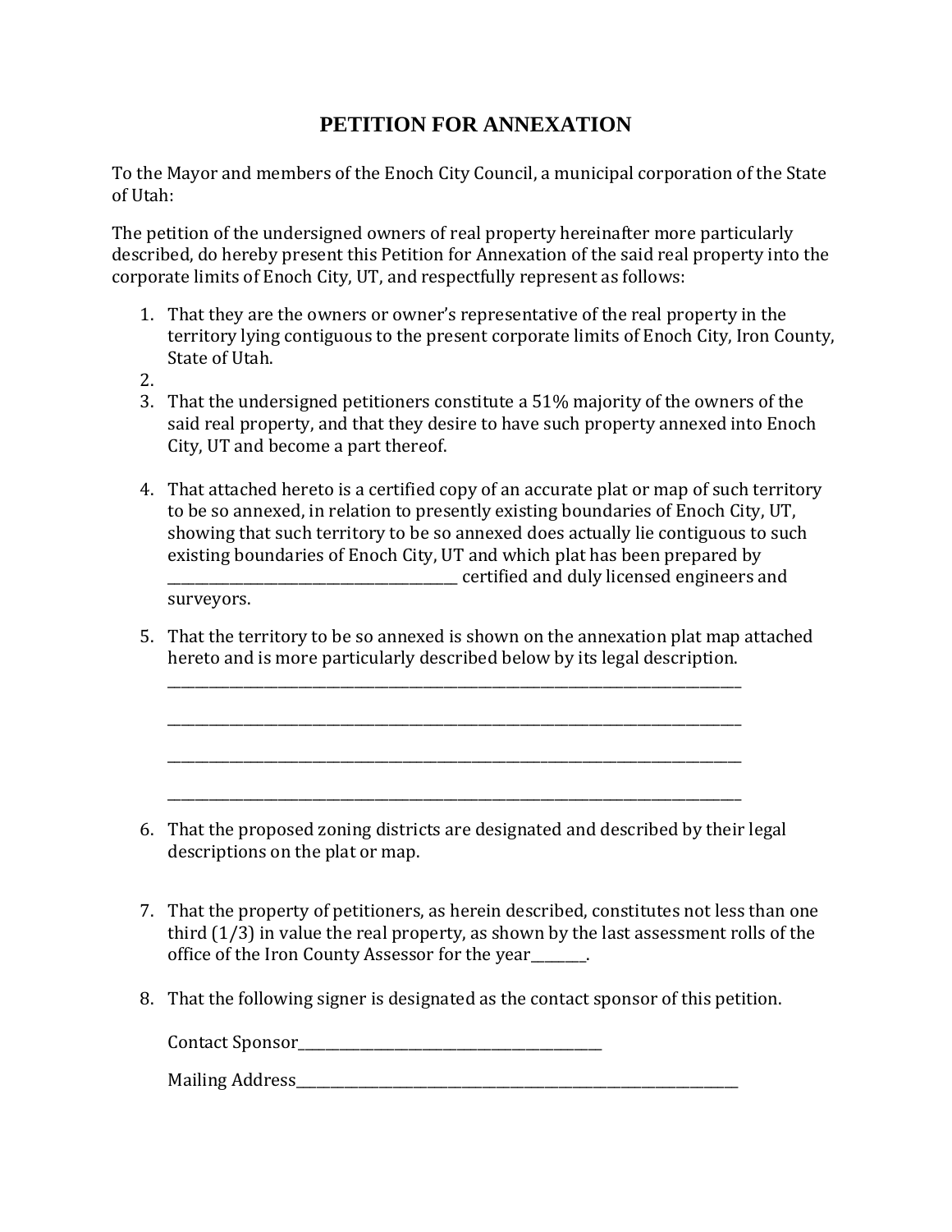# PETITION FOR ANNEXATION

To the Mayor and members of the Enoch City Council, a municipal corporation of the State of Utah:

The petition of the undersigned owners of real property hereinafter more particularly described, do hereby present this Petition for Annexation of the said real property into the corporate limits of Enoch City, UT, and respectfully represent as follows:

1. That they are the owners or owner's representative of the real property in the territory lying contiguous to the present corporate limits of Enoch City, Iron County, State of Utah.
2. 
3. That the undersigned petitioners constitute a 51% majority of the owners of the said real property, and that they desire to have such property annexed into Enoch City, UT and become a part thereof.

4. That attached hereto is a certified copy of an accurate plat or map of such territory to be so annexed, in relation to presently existing boundaries of Enoch City, UT, showing that such territory to be so annexed does actually lie contiguous to such existing boundaries of Enoch City, UT and which plat has been prepared by \_\_\_\_\_\_\_\_\_\_\_\_\_\_\_\_\_\_\_\_\_\_\_\_\_\_\_\_\_\_\_\_\_\_\_\_\_\_\_\_ certified and duly licensed engineers and surveyors.

5. That the territory to be so annexed is shown on the annexation plat map attached hereto and is more particularly described below by its legal description.

   \_\_\_\_\_\_\_\_\_\_\_\_\_\_\_\_\_\_\_\_\_\_\_\_\_\_\_\_\_\_\_\_\_\_\_\_\_\_\_\_\_\_\_\_\_\_\_\_\_\_\_\_\_\_\_\_\_\_\_\_\_\_\_\_\_\_\_\_\_\_\_\_\_\_\_\_\_\_\_\_

   \_\_\_\_\_\_\_\_\_\_\_\_\_\_\_\_\_\_\_\_\_\_\_\_\_\_\_\_\_\_\_\_\_\_\_\_\_\_\_\_\_\_\_\_\_\_\_\_\_\_\_\_\_\_\_\_\_\_\_\_\_\_\_\_\_\_\_\_\_\_\_\_\_\_\_\_\_\_\_\_

   \_\_\_\_\_\_\_\_\_\_\_\_\_\_\_\_\_\_\_\_\_\_\_\_\_\_\_\_\_\_\_\_\_\_\_\_\_\_\_\_\_\_\_\_\_\_\_\_\_\_\_\_\_\_\_\_\_\_\_\_\_\_\_\_\_\_\_\_\_\_\_\_\_\_\_\_\_\_\_\_

   \_\_\_\_\_\_\_\_\_\_\_\_\_\_\_\_\_\_\_\_\_\_\_\_\_\_\_\_\_\_\_\_\_\_\_\_\_\_\_\_\_\_\_\_\_\_\_\_\_\_\_\_\_\_\_\_\_\_\_\_\_\_\_\_\_\_\_\_\_\_\_\_\_\_\_\_\_\_\_\_

6. That the proposed zoning districts are designated and described by their legal descriptions on the plat or map.

7. That the property of petitioners, as herein described, constitutes not less than one third (1/3) in value the real property, as shown by the last assessment rolls of the office of the Iron County Assessor for the year\_\_\_\_\_\_\_\_.

8. That the following signer is designated as the contact sponsor of this petition.

   Contact Sponsor\_\_\_\_\_\_\_\_\_\_\_\_\_\_\_\_\_\_\_\_\_\_\_\_\_\_\_\_\_\_\_\_\_\_\_\_\_\_\_\_\_\_\_

   Mailing Address\_\_\_\_\_\_\_\_\_\_\_\_\_\_\_\_\_\_\_\_\_\_\_\_\_\_\_\_\_\_\_\_\_\_\_\_\_\_\_\_\_\_\_\_\_\_\_\_\_\_\_\_\_\_\_\_\_\_\_\_\_\_\_\_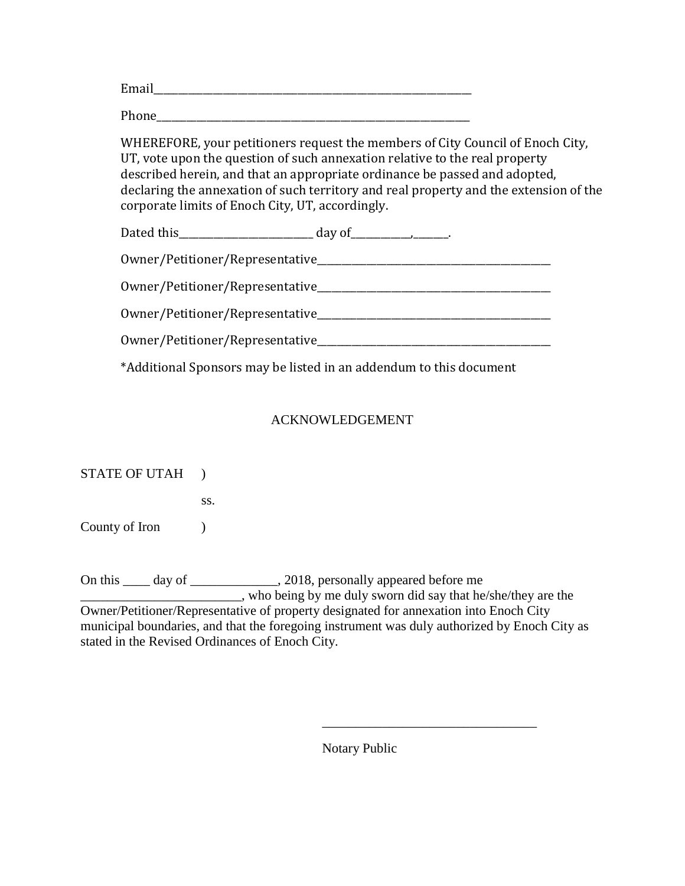Email_______________________________________________________________

Phone______________________________________________________________

WHEREFORE, your petitioners request the members of City Council of Enoch City, UT, vote upon the question of such annexation relative to the real property described herein, and that an appropriate ordinance be passed and adopted, declaring the annexation of such territory and real property and the extension of the corporate limits of Enoch City, UT, accordingly.

Dated this___________________________ day of___________,_______.

Owner/Petitioner/Representative_______________________________________________

Owner/Petitioner/Representative_______________________________________________

Owner/Petitioner/Representative_______________________________________________

Owner/Petitioner/Representative_______________________________________________

*Additional Sponsors may be listed in an addendum to this document

ACKNOWLEDGEMENT

STATE OF UTAH )

ss.

County of Iron )

On this ____ day of _____________, 2018, personally appeared before me _________________________, who being by me duly sworn did say that he/she/they are the Owner/Petitioner/Representative of property designated for annexation into Enoch City municipal boundaries, and that the foregoing instrument was duly authorized by Enoch City as stated in the Revised Ordinances of Enoch City.

_________________________________

Notary Public